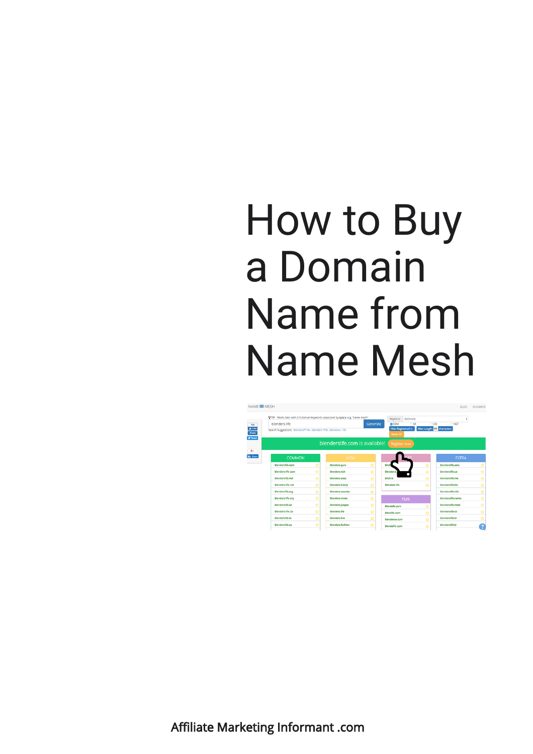# How to Buy a Domain Name from Name Mesh

Affiliate Marketing Informant .com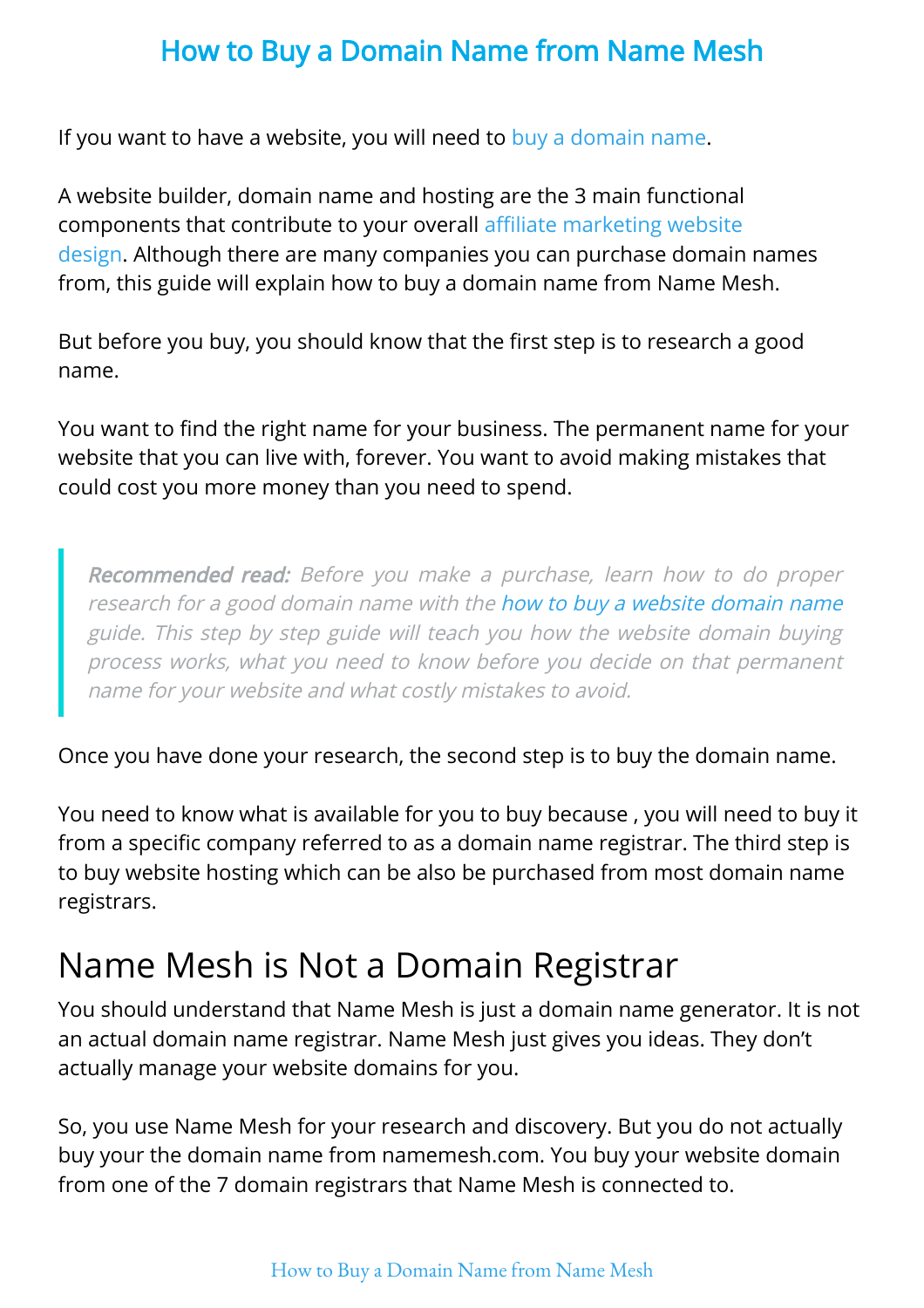# How to Buy a Domain Name from Name Mesh

If you want to have a website, you will need to buy a domain name.

A website builder, domain name and hosting are the 3 main functional components that contribute to your overall affiliate marketing website design. Although there are many companies you can purchase domain names from, this guide will explain how to buy a domain name from Name Mesh.

But before you buy, you should know that the first step is to research a good name.

You want to find the right name for your business. The permanent name for your website that you can live with, forever. You want to avoid making mistakes that could cost you more money than you need to spend.

> ***Recommended read:*** *Before you make a purchase, learn how to do proper research for a good domain name with the how to buy a website domain name guide. This step by step guide will teach you how the website domain buying process works, what you need to know before you decide on that permanent name for your website and what costly mistakes to avoid.*

Once you have done your research, the second step is to buy the domain name.

You need to know what is available for you to buy because , you will need to buy it from a specific company referred to as a domain name registrar. The third step is to buy website hosting which can be also be purchased from most domain name registrars.

## Name Mesh is Not a Domain Registrar

You should understand that Name Mesh is just a domain name generator. It is not an actual domain name registrar. Name Mesh just gives you ideas. They don't actually manage your website domains for you.

So, you use Name Mesh for your research and discovery. But you do not actually buy your the domain name from namemesh.com. You buy your website domain from one of the 7 domain registrars that Name Mesh is connected to.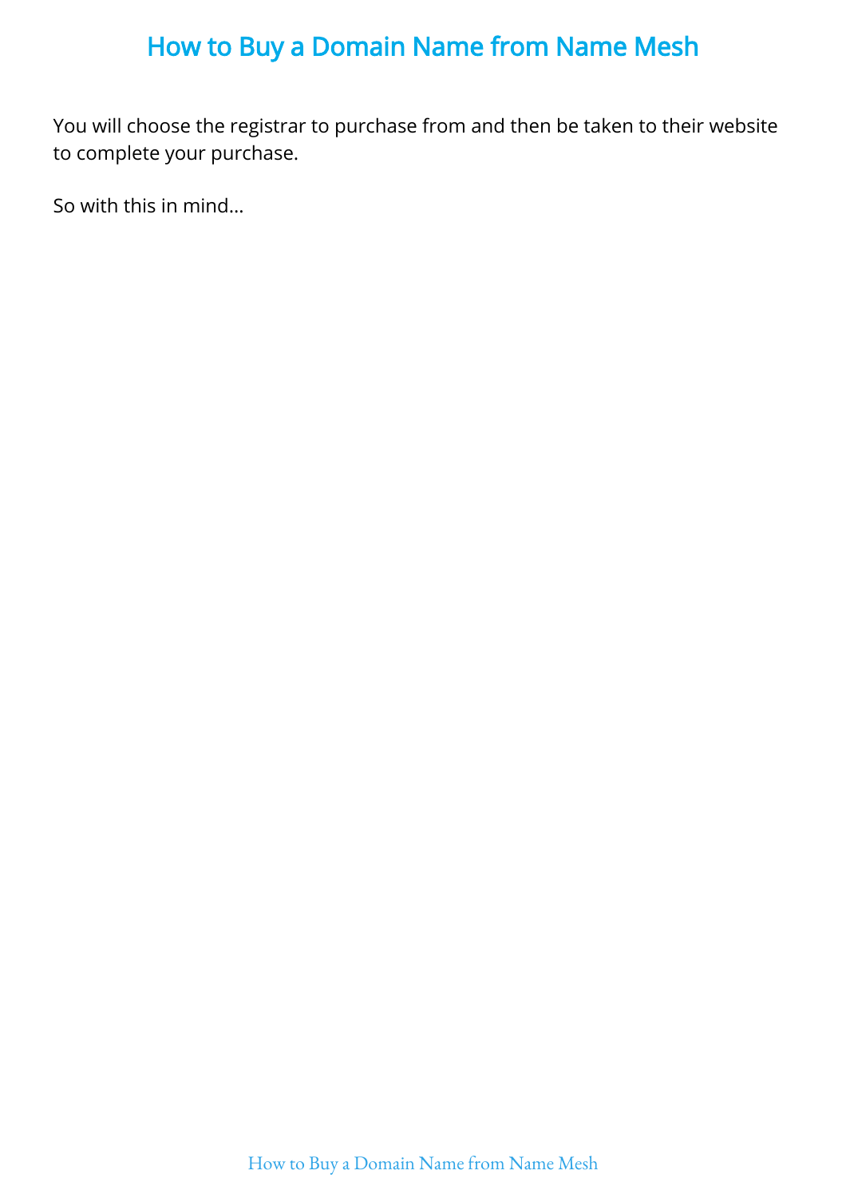# How to Buy a Domain Name from Name Mesh

You will choose the registrar to purchase from and then be taken to their website to complete your purchase.

So with this in mind…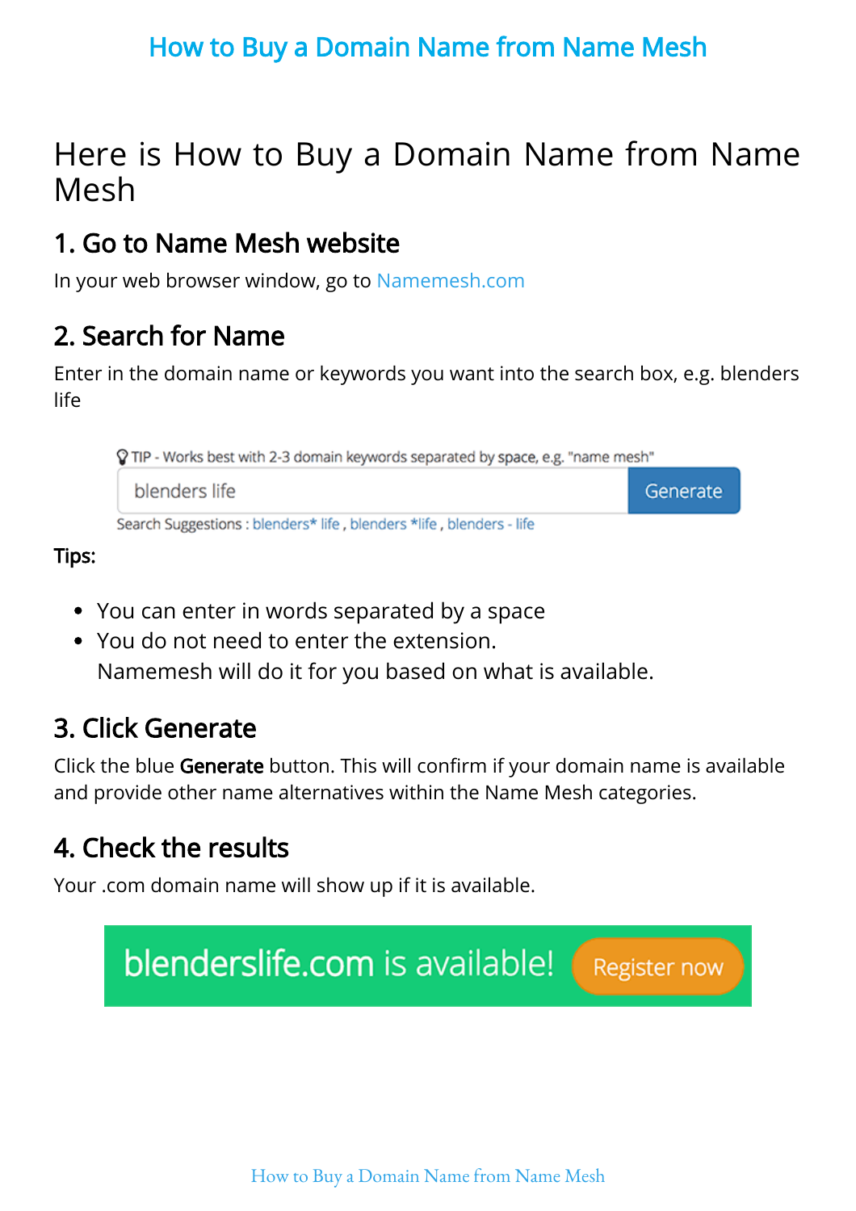# Here is How to Buy a Domain Name from Name Mesh

## 1. Go to Name Mesh website

In your web browser window, go to Namemesh.com

## 2. Search for Name

Enter in the domain name or keywords you want into the search box, e.g. blenders life

TIP - Works best with 2-3 domain keywords separated by space, e.g. "name mesh"

blenders life | Generate

Search Suggestions : blenders* life , blenders *life , blenders - life

**Tips:**

- You can enter in words separated by a space
- You do not need to enter the extension.
  Namemesh will do it for you based on what is available.

## 3. Click Generate

Click the blue **Generate** button. This will confirm if your domain name is available and provide other name alternatives within the Name Mesh categories.

## 4. Check the results

Your .com domain name will show up if it is available.

blenderslife.com is available! Register now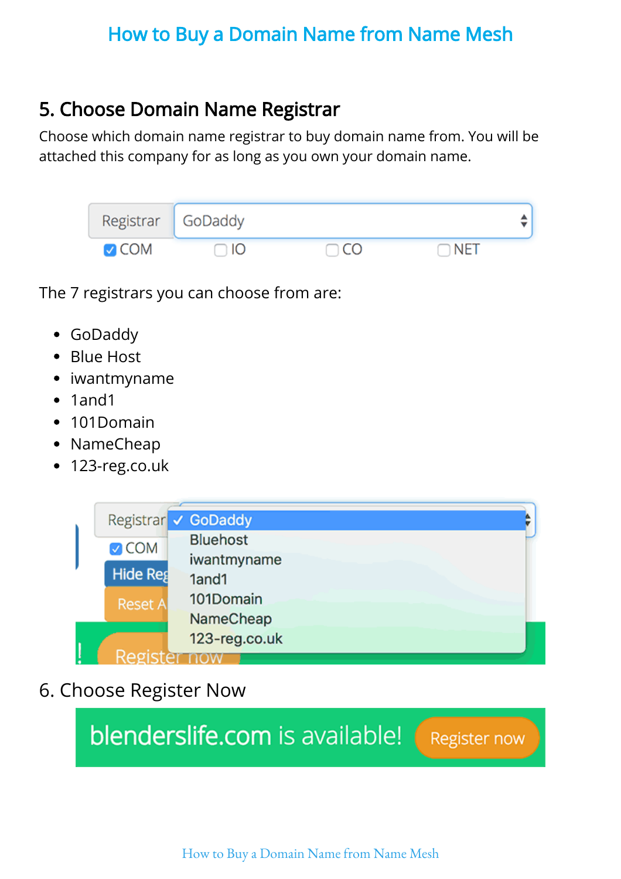## 5. Choose Domain Name Registrar

Choose which domain name registrar to buy domain name from. You will be attached this company for as long as you own your domain name.

The 7 registrars you can choose from are:

- GoDaddy
- Blue Host
- iwantmyname
- 1and1
- 101Domain
- NameCheap
- 123-reg.co.uk

## 6. Choose Register Now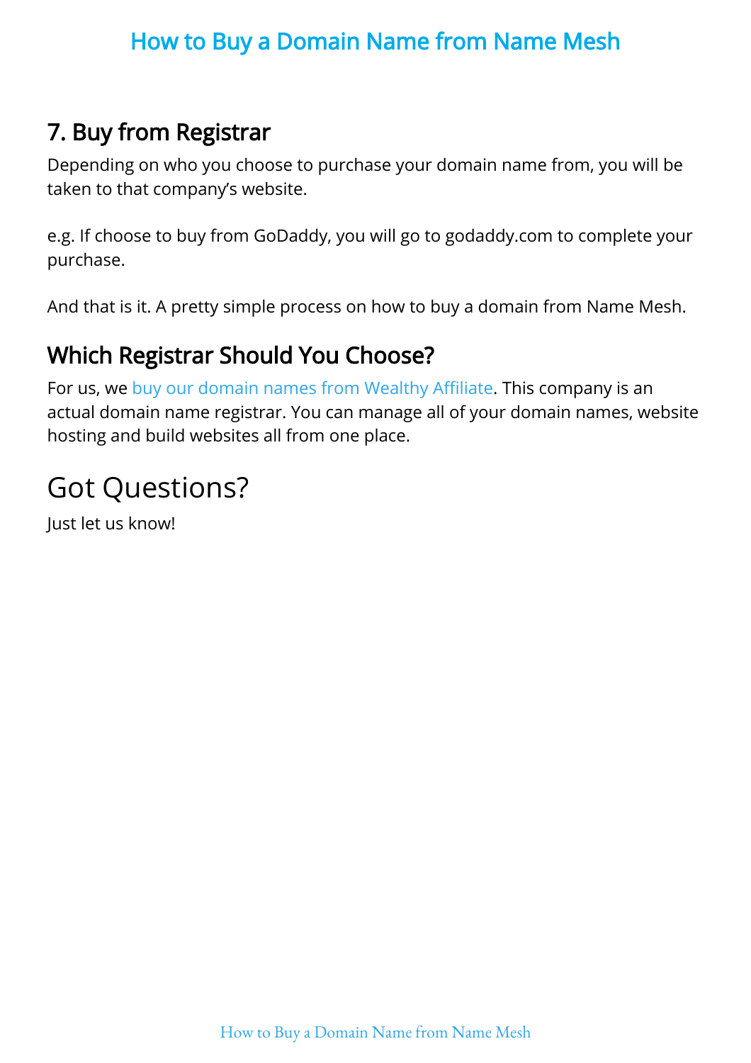## 7. Buy from Registrar

Depending on who you choose to purchase your domain name from, you will be taken to that company's website.

e.g. If choose to buy from GoDaddy, you will go to godaddy.com to complete your purchase.

And that is it. A pretty simple process on how to buy a domain from Name Mesh.

## Which Registrar Should You Choose?

For us, we buy our domain names from Wealthy Affiliate. This company is an actual domain name registrar. You can manage all of your domain names, website hosting and build websites all from one place.

# Got Questions?

Just let us know!